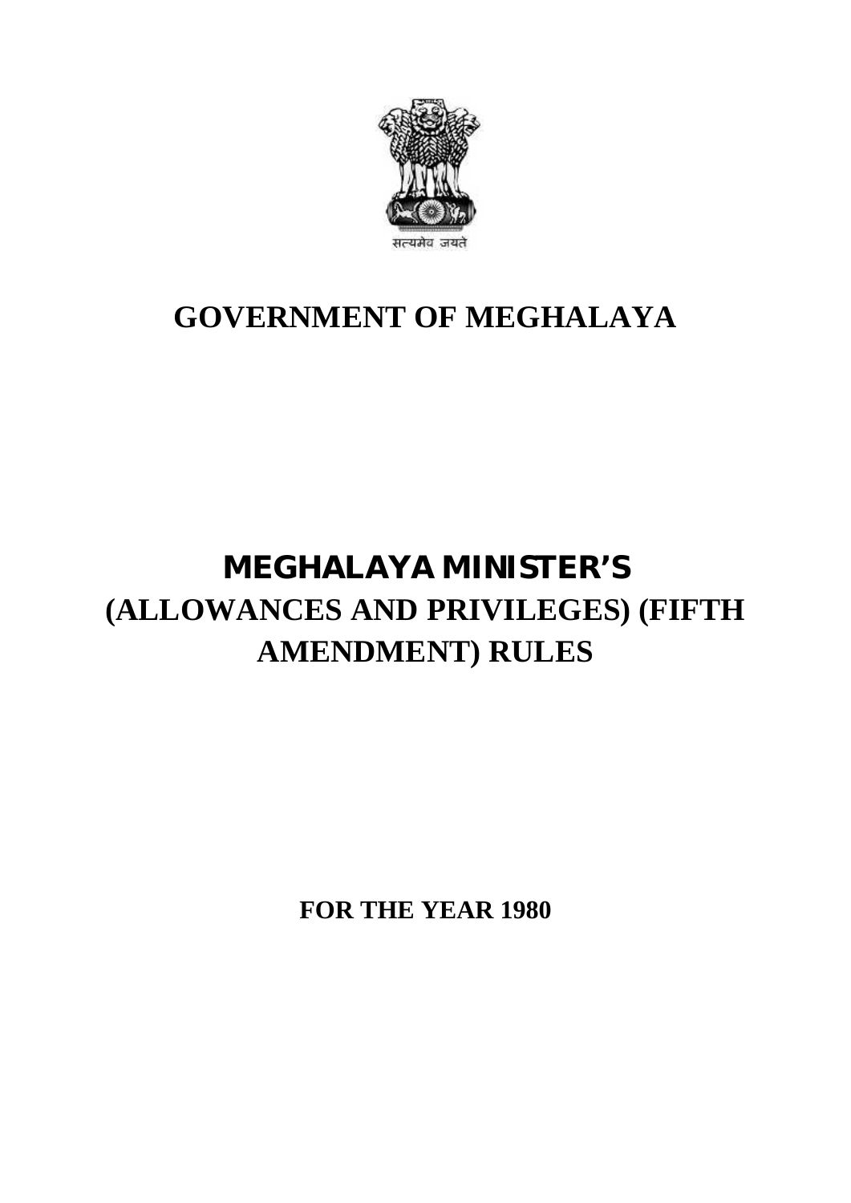सत्यमेव जयते

# GOVERNMENT OF MEGHALAYA

# MEGHALAYA MINISTER'S (ALLOWANCES AND PRIVILEGES) (FIFTH AMENDMENT) RULES

**FOR THE YEAR 1980**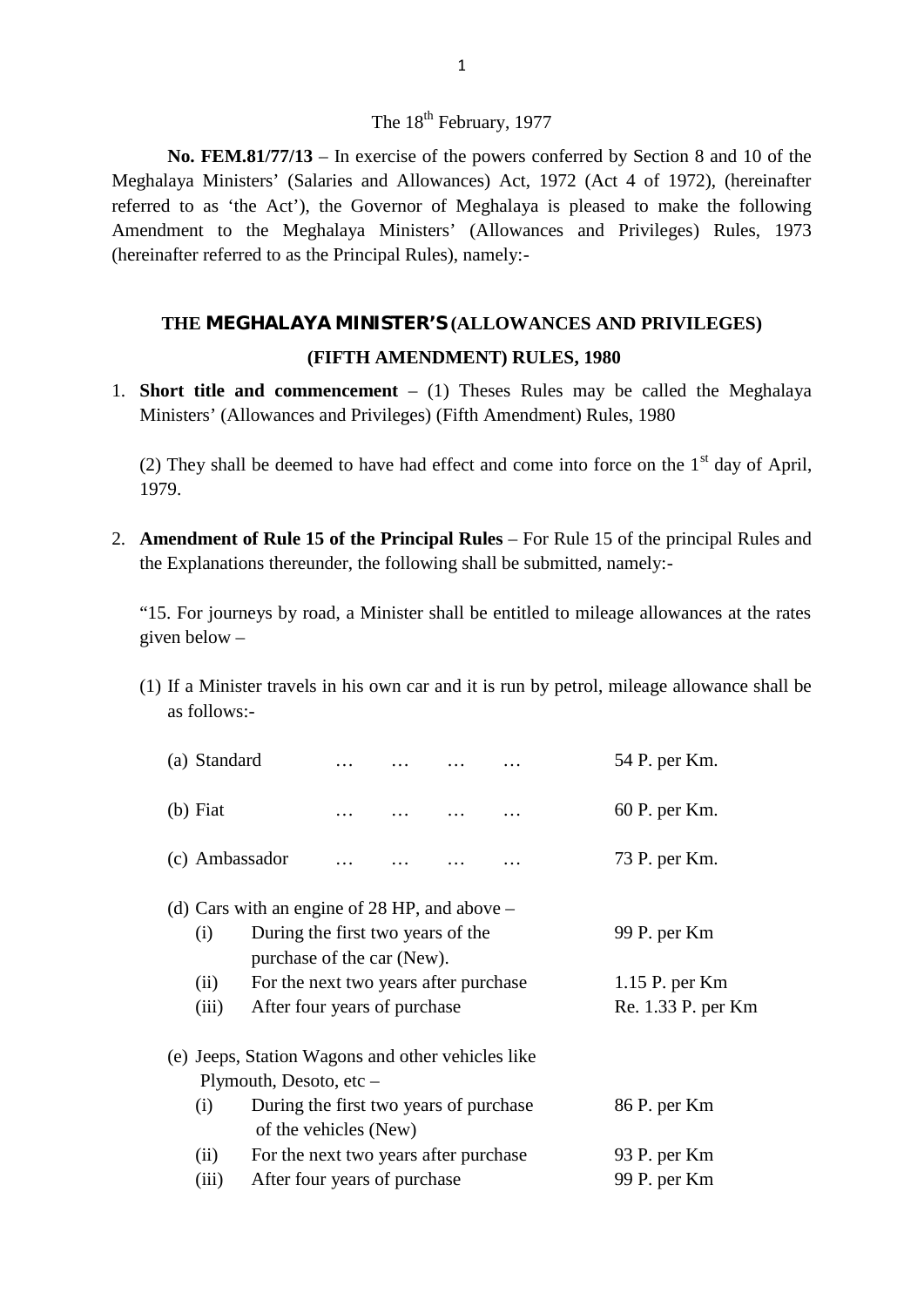The 18th February, 1977

**No. FEM.81/77/13** – In exercise of the powers conferred by Section 8 and 10 of the Meghalaya Ministers' (Salaries and Allowances) Act, 1972 (Act 4 of 1972), (hereinafter referred to as 'the Act'), the Governor of Meghalaya is pleased to make the following Amendment to the Meghalaya Ministers' (Allowances and Privileges) Rules, 1973 (hereinafter referred to as the Principal Rules), namely:-

## THE MEGHALAYA MINISTER'S (ALLOWANCES AND PRIVILEGES) (FIFTH AMENDMENT) RULES, 1980

1. **Short title and commencement** – (1) Theses Rules may be called the Meghalaya Ministers' (Allowances and Privileges) (Fifth Amendment) Rules, 1980

   (2) They shall be deemed to have had effect and come into force on the 1st day of April, 1979.

2. **Amendment of Rule 15 of the Principal Rules** – For Rule 15 of the principal Rules and the Explanations thereunder, the following shall be submitted, namely:-

   "15. For journeys by road, a Minister shall be entitled to mileage allowances at the rates given below –

   (1) If a Minister travels in his own car and it is run by petrol, mileage allowance shall be as follows:-

   (a) Standard … … … … 54 P. per Km.

   (b) Fiat … … … … 60 P. per Km.

   (c) Ambassador … … … … 73 P. per Km.

   (d) Cars with an engine of 28 HP, and above –

   | | | |
   |---|---|---|
   | (i) | During the first two years of the purchase of the car (New). | 99 P. per Km |
   | (ii) | For the next two years after purchase | 1.15 P. per Km |
   | (iii) | After four years of purchase | Re. 1.33 P. per Km |

   (e) Jeeps, Station Wagons and other vehicles like Plymouth, Desoto, etc –

   | | | |
   |---|---|---|
   | (i) | During the first two years of purchase of the vehicles (New) | 86 P. per Km |
   | (ii) | For the next two years after purchase | 93 P. per Km |
   | (iii) | After four years of purchase | 99 P. per Km |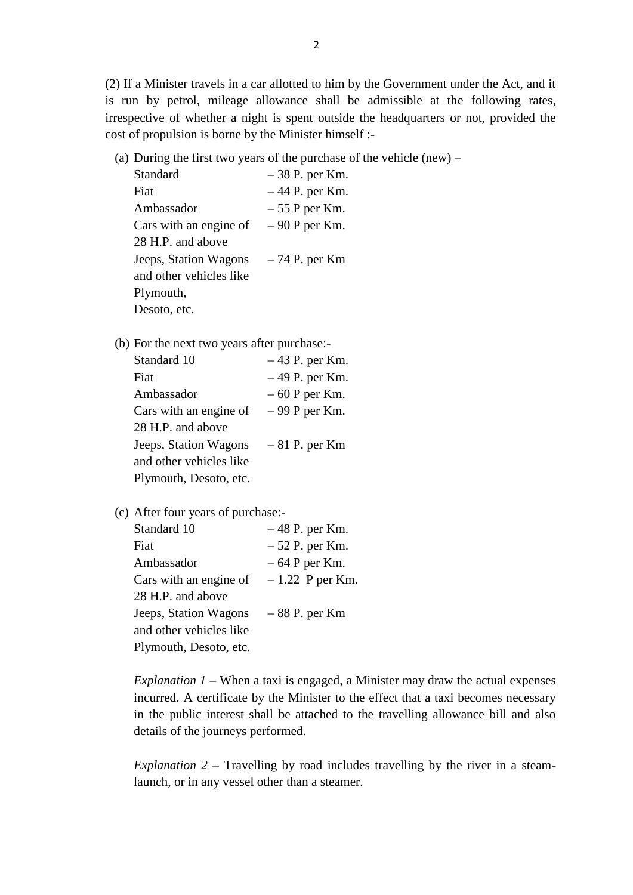(2) If a Minister travels in a car allotted to him by the Government under the Act, and it is run by petrol, mileage allowance shall be admissible at the following rates, irrespective of whether a night is spent outside the headquarters or not, provided the cost of propulsion is borne by the Minister himself :-

(a) During the first two years of the purchase of the vehicle (new) –

| | |
|---|---|
| Standard | – 38 P. per Km. |
| Fiat | – 44 P. per Km. |
| Ambassador | – 55 P per Km. |
| Cars with an engine of 28 H.P. and above | – 90 P per Km. |
| Jeeps, Station Wagons and other vehicles like Plymouth, Desoto, etc. | – 74 P. per Km |

(b) For the next two years after purchase:-

| | |
|---|---|
| Standard 10 | – 43 P. per Km. |
| Fiat | – 49 P. per Km. |
| Ambassador | – 60 P per Km. |
| Cars with an engine of 28 H.P. and above | – 99 P per Km. |
| Jeeps, Station Wagons and other vehicles like Plymouth, Desoto, etc. | – 81 P. per Km |

(c) After four years of purchase:-

| | |
|---|---|
| Standard 10 | – 48 P. per Km. |
| Fiat | – 52 P. per Km. |
| Ambassador | – 64 P per Km. |
| Cars with an engine of 28 H.P. and above | – 1.22 P per Km. |
| Jeeps, Station Wagons and other vehicles like Plymouth, Desoto, etc. | – 88 P. per Km |

*Explanation 1* – When a taxi is engaged, a Minister may draw the actual expenses incurred. A certificate by the Minister to the effect that a taxi becomes necessary in the public interest shall be attached to the travelling allowance bill and also details of the journeys performed.

*Explanation 2* – Travelling by road includes travelling by the river in a steam-launch, or in any vessel other than a steamer.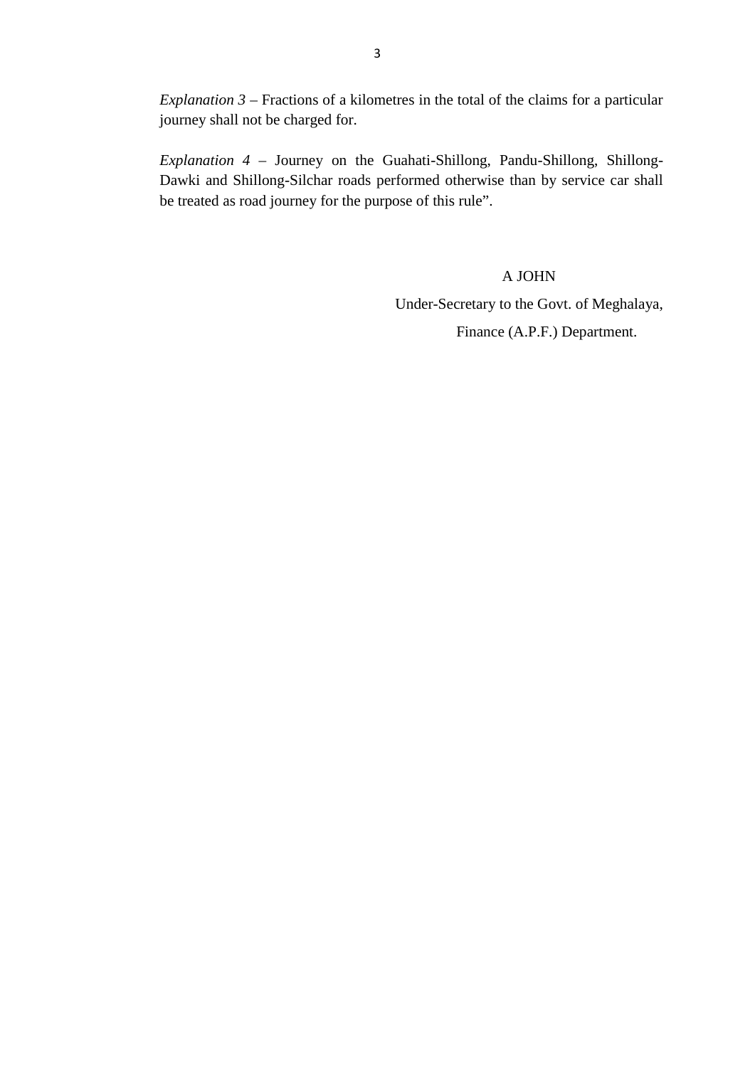*Explanation 3* – Fractions of a kilometres in the total of the claims for a particular journey shall not be charged for.

*Explanation 4* – Journey on the Guahati-Shillong, Pandu-Shillong, Shillong-Dawki and Shillong-Silchar roads performed otherwise than by service car shall be treated as road journey for the purpose of this rule".

A JOHN

Under-Secretary to the Govt. of Meghalaya,

Finance (A.P.F.) Department.